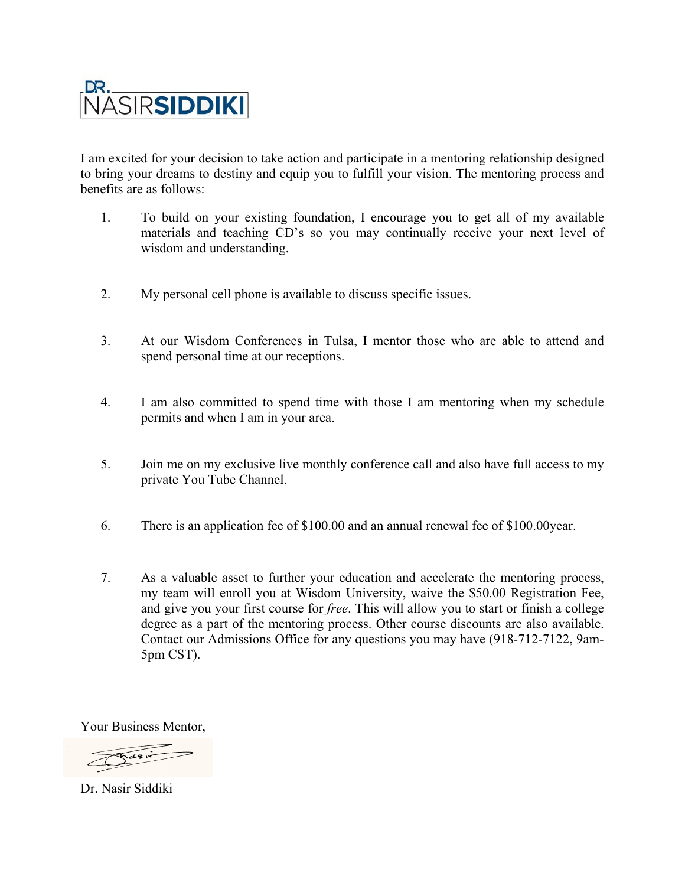DR. NASIR**SIDDIKI**

I am excited for your decision to take action and participate in a mentoring relationship designed to bring your dreams to destiny and equip you to fulfill your vision. The mentoring process and benefits are as follows:

1. To build on your existing foundation, I encourage you to get all of my available materials and teaching CD's so you may continually receive your next level of wisdom and understanding.

2. My personal cell phone is available to discuss specific issues.

3. At our Wisdom Conferences in Tulsa, I mentor those who are able to attend and spend personal time at our receptions.

4. I am also committed to spend time with those I am mentoring when my schedule permits and when I am in your area.

5. Join me on my exclusive live monthly conference call and also have full access to my private You Tube Channel.

6. There is an application fee of $100.00 and an annual renewal fee of $100.00year.

7. As a valuable asset to further your education and accelerate the mentoring process, my team will enroll you at Wisdom University, waive the $50.00 Registration Fee, and give you your first course for *free*. This will allow you to start or finish a college degree as a part of the mentoring process. Other course discounts are also available. Contact our Admissions Office for any questions you may have (918-712-7122, 9am-5pm CST).

Your Business Mentor,

Dr. Nasir Siddiki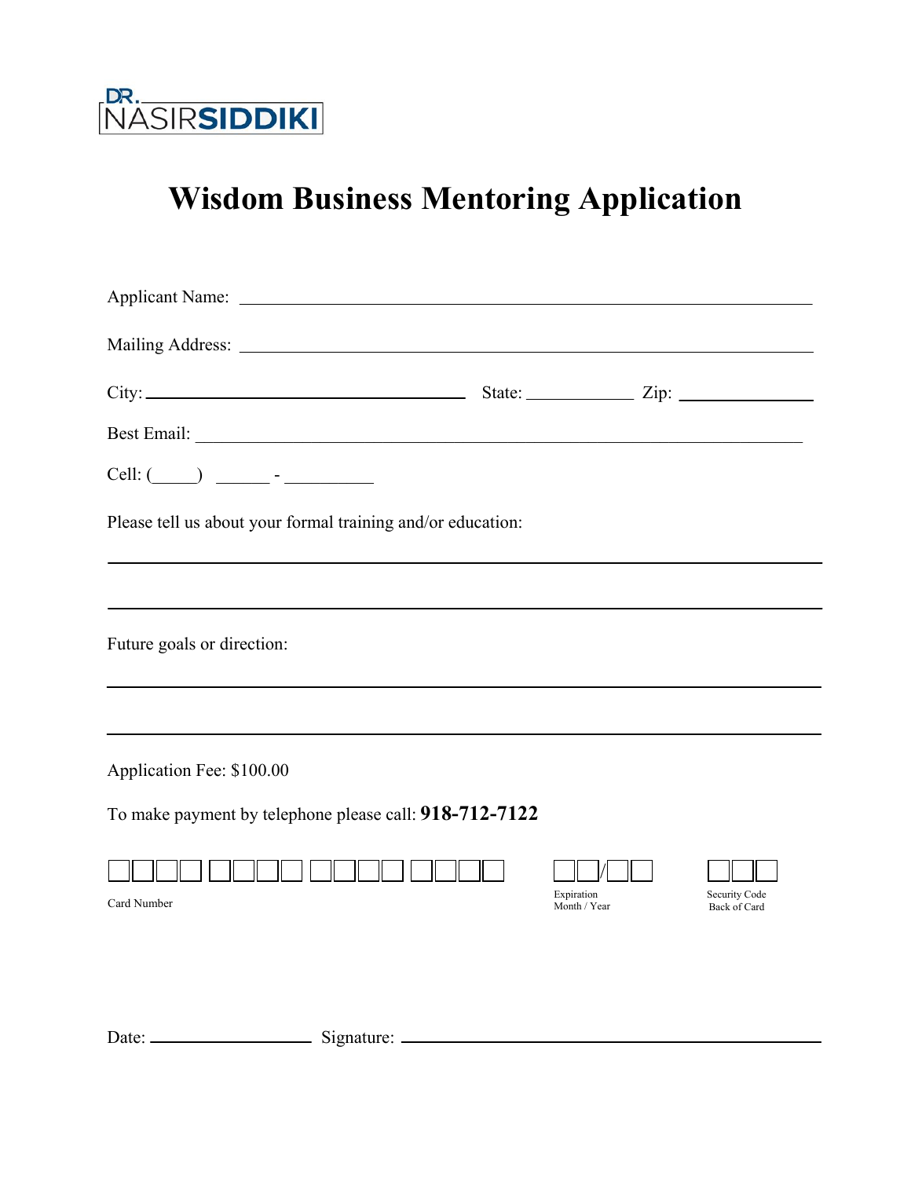DR. NASIR SIDDIKI

# Wisdom Business Mentoring Application

Applicant Name: ________________________________________________

Mailing Address: ________________________________________________

City: ____________________________ State: __________ Zip: ____________

Best Email: ________________________________________________

Cell: (_____) ______ - __________

Please tell us about your formal training and/or education:

________________________________________________

________________________________________________

Future goals or direction:

________________________________________________

________________________________________________

Application Fee: $100.00

To make payment by telephone please call: **918-712-7122**

| | | |
|---|---|---|
| ☐☐☐☐ ☐☐☐☐ ☐☐☐☐ ☐☐☐☐ | ☐☐/☐☐ | ☐☐☐ |
| Card Number | Expiration Month / Year | Security Code Back of Card |

Date: ______________ Signature: ________________________________